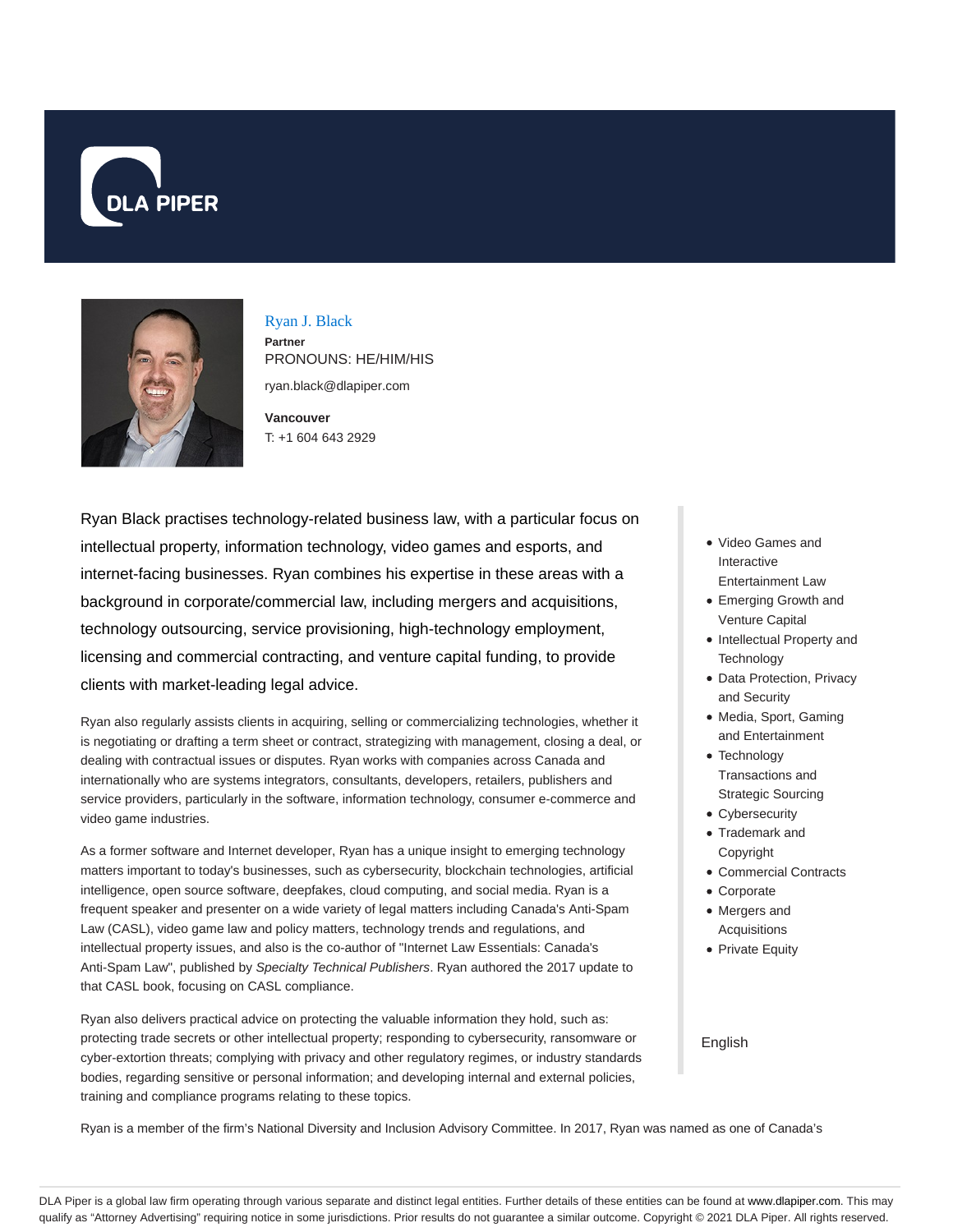# Ryan J. Black

**Partner**

PRONOUNS: HE/HIM/HIS

ryan.black@dlapiper.com

**Vancouver**

T: +1 604 643 2929

Ryan Black practises technology-related business law, with a particular focus on intellectual property, information technology, video games and esports, and internet-facing businesses. Ryan combines his expertise in these areas with a background in corporate/commercial law, including mergers and acquisitions, technology outsourcing, service provisioning, high-technology employment, licensing and commercial contracting, and venture capital funding, to provide clients with market-leading legal advice.

Ryan also regularly assists clients in acquiring, selling or commercializing technologies, whether it is negotiating or drafting a term sheet or contract, strategizing with management, closing a deal, or dealing with contractual issues or disputes. Ryan works with companies across Canada and internationally who are systems integrators, consultants, developers, retailers, publishers and service providers, particularly in the software, information technology, consumer e-commerce and video game industries.

As a former software and Internet developer, Ryan has a unique insight to emerging technology matters important to today's businesses, such as cybersecurity, blockchain technologies, artificial intelligence, open source software, deepfakes, cloud computing, and social media. Ryan is a frequent speaker and presenter on a wide variety of legal matters including Canada's Anti-Spam Law (CASL), video game law and policy matters, technology trends and regulations, and intellectual property issues, and also is the co-author of "Internet Law Essentials: Canada's Anti-Spam Law", published by *Specialty Technical Publishers*. Ryan authored the 2017 update to that CASL book, focusing on CASL compliance.

Ryan also delivers practical advice on protecting the valuable information they hold, such as: protecting trade secrets or other intellectual property; responding to cybersecurity, ransomware or cyber-extortion threats; complying with privacy and other regulatory regimes, or industry standards bodies, regarding sensitive or personal information; and developing internal and external policies, training and compliance programs relating to these topics.

- Video Games and Interactive Entertainment Law
- Emerging Growth and Venture Capital
- Intellectual Property and Technology
- Data Protection, Privacy and Security
- Media, Sport, Gaming and Entertainment
- Technology Transactions and Strategic Sourcing
- Cybersecurity
- Trademark and Copyright
- Commercial Contracts
- Corporate
- Mergers and Acquisitions
- Private Equity

English

Ryan is a member of the firm's National Diversity and Inclusion Advisory Committee. In 2017, Ryan was named as one of Canada's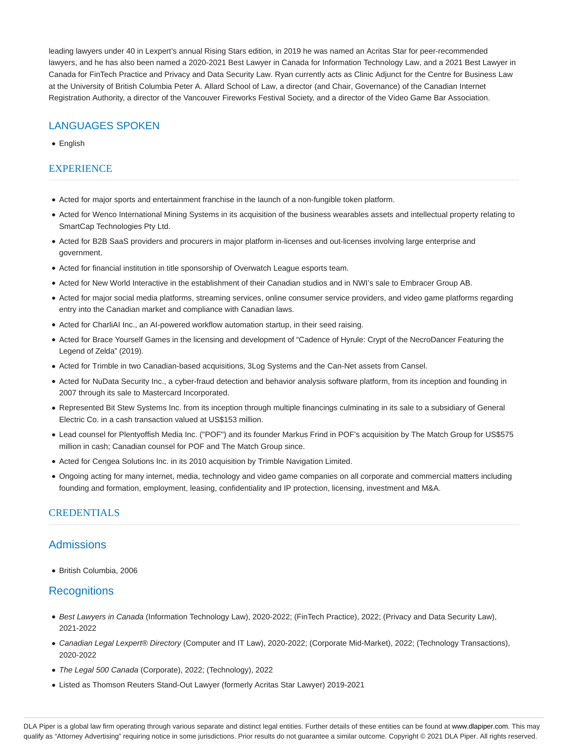leading lawyers under 40 in Lexpert's annual Rising Stars edition, in 2019 he was named an Acritas Star for peer-recommended lawyers, and he has also been named a 2020-2021 Best Lawyer in Canada for Information Technology Law, and a 2021 Best Lawyer in Canada for FinTech Practice and Privacy and Data Security Law. Ryan currently acts as Clinic Adjunct for the Centre for Business Law at the University of British Columbia Peter A. Allard School of Law, a director (and Chair, Governance) of the Canadian Internet Registration Authority, a director of the Vancouver Fireworks Festival Society, and a director of the Video Game Bar Association.

## LANGUAGES SPOKEN

- English

## EXPERIENCE

- Acted for major sports and entertainment franchise in the launch of a non-fungible token platform.
- Acted for Wenco International Mining Systems in its acquisition of the business wearables assets and intellectual property relating to SmartCap Technologies Pty Ltd.
- Acted for B2B SaaS providers and procurers in major platform in-licenses and out-licenses involving large enterprise and government.
- Acted for financial institution in title sponsorship of Overwatch League esports team.
- Acted for New World Interactive in the establishment of their Canadian studios and in NWI's sale to Embracer Group AB.
- Acted for major social media platforms, streaming services, online consumer service providers, and video game platforms regarding entry into the Canadian market and compliance with Canadian laws.
- Acted for CharliAI Inc., an AI-powered workflow automation startup, in their seed raising.
- Acted for Brace Yourself Games in the licensing and development of "Cadence of Hyrule: Crypt of the NecroDancer Featuring the Legend of Zelda" (2019).
- Acted for Trimble in two Canadian-based acquisitions, 3Log Systems and the Can-Net assets from Cansel.
- Acted for NuData Security Inc., a cyber-fraud detection and behavior analysis software platform, from its inception and founding in 2007 through its sale to Mastercard Incorporated.
- Represented Bit Stew Systems Inc. from its inception through multiple financings culminating in its sale to a subsidiary of General Electric Co. in a cash transaction valued at US$153 million.
- Lead counsel for Plentyoffish Media Inc. ("POF") and its founder Markus Frind in POF's acquisition by The Match Group for US$575 million in cash; Canadian counsel for POF and The Match Group since.
- Acted for Cengea Solutions Inc. in its 2010 acquisition by Trimble Navigation Limited.
- Ongoing acting for many internet, media, technology and video game companies on all corporate and commercial matters including founding and formation, employment, leasing, confidentiality and IP protection, licensing, investment and M&A.

## CREDENTIALS

### Admissions

- British Columbia, 2006

### Recognitions

- *Best Lawyers in Canada* (Information Technology Law), 2020-2022; (FinTech Practice), 2022; (Privacy and Data Security Law), 2021-2022
- *Canadian Legal Lexpert® Directory* (Computer and IT Law), 2020-2022; (Corporate Mid-Market), 2022; (Technology Transactions), 2020-2022
- *The Legal 500 Canada* (Corporate), 2022; (Technology), 2022
- Listed as Thomson Reuters Stand-Out Lawyer (formerly Acritas Star Lawyer) 2019-2021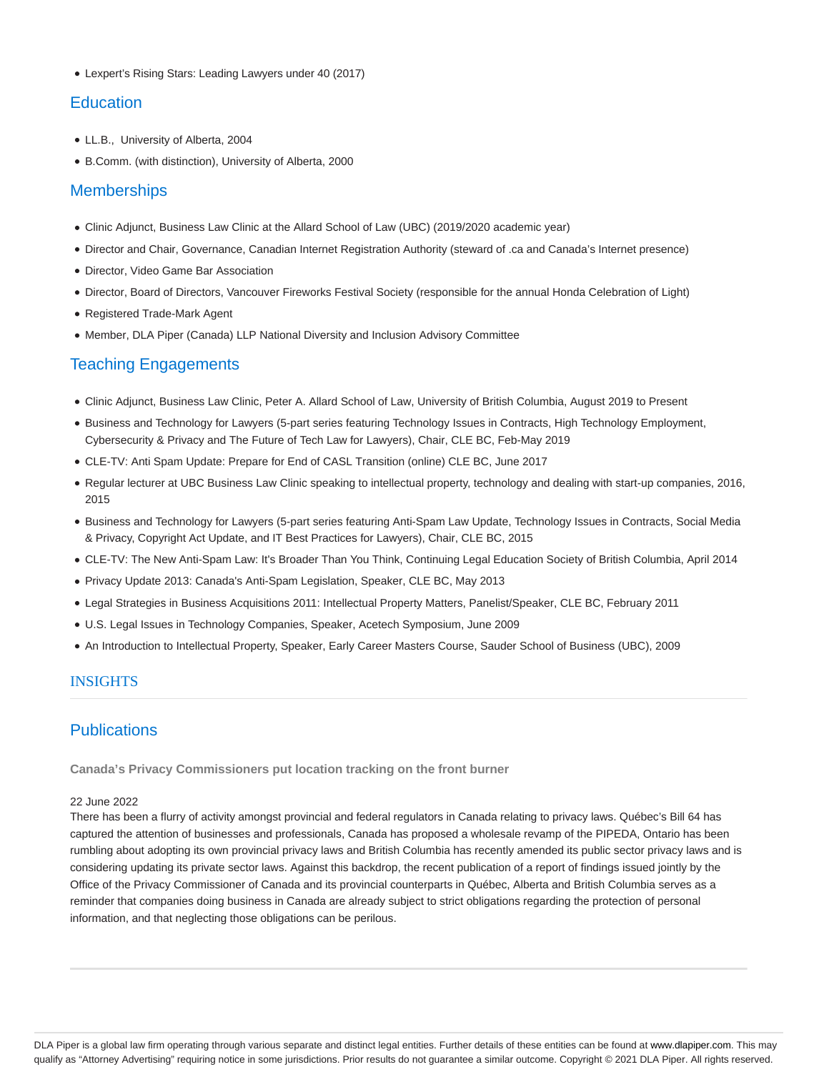- Lexpert's Rising Stars: Leading Lawyers under 40 (2017)

## Education

- LL.B., University of Alberta, 2004
- B.Comm. (with distinction), University of Alberta, 2000

## Memberships

- Clinic Adjunct, Business Law Clinic at the Allard School of Law (UBC) (2019/2020 academic year)
- Director and Chair, Governance, Canadian Internet Registration Authority (steward of .ca and Canada's Internet presence)
- Director, Video Game Bar Association
- Director, Board of Directors, Vancouver Fireworks Festival Society (responsible for the annual Honda Celebration of Light)
- Registered Trade-Mark Agent
- Member, DLA Piper (Canada) LLP National Diversity and Inclusion Advisory Committee

## Teaching Engagements

- Clinic Adjunct, Business Law Clinic, Peter A. Allard School of Law, University of British Columbia, August 2019 to Present
- Business and Technology for Lawyers (5-part series featuring Technology Issues in Contracts, High Technology Employment, Cybersecurity & Privacy and The Future of Tech Law for Lawyers), Chair, CLE BC, Feb-May 2019
- CLE-TV: Anti Spam Update: Prepare for End of CASL Transition (online) CLE BC, June 2017
- Regular lecturer at UBC Business Law Clinic speaking to intellectual property, technology and dealing with start-up companies, 2016, 2015
- Business and Technology for Lawyers (5-part series featuring Anti-Spam Law Update, Technology Issues in Contracts, Social Media & Privacy, Copyright Act Update, and IT Best Practices for Lawyers), Chair, CLE BC, 2015
- CLE-TV: The New Anti-Spam Law: It's Broader Than You Think, Continuing Legal Education Society of British Columbia, April 2014
- Privacy Update 2013: Canada's Anti-Spam Legislation, Speaker, CLE BC, May 2013
- Legal Strategies in Business Acquisitions 2011: Intellectual Property Matters, Panelist/Speaker, CLE BC, February 2011
- U.S. Legal Issues in Technology Companies, Speaker, Acetech Symposium, June 2009
- An Introduction to Intellectual Property, Speaker, Early Career Masters Course, Sauder School of Business (UBC), 2009

## INSIGHTS

## Publications

**Canada's Privacy Commissioners put location tracking on the front burner**

22 June 2022

There has been a flurry of activity amongst provincial and federal regulators in Canada relating to privacy laws. Québec's Bill 64 has captured the attention of businesses and professionals, Canada has proposed a wholesale revamp of the PIPEDA, Ontario has been rumbling about adopting its own provincial privacy laws and British Columbia has recently amended its public sector privacy laws and is considering updating its private sector laws. Against this backdrop, the recent publication of a report of findings issued jointly by the Office of the Privacy Commissioner of Canada and its provincial counterparts in Québec, Alberta and British Columbia serves as a reminder that companies doing business in Canada are already subject to strict obligations regarding the protection of personal information, and that neglecting those obligations can be perilous.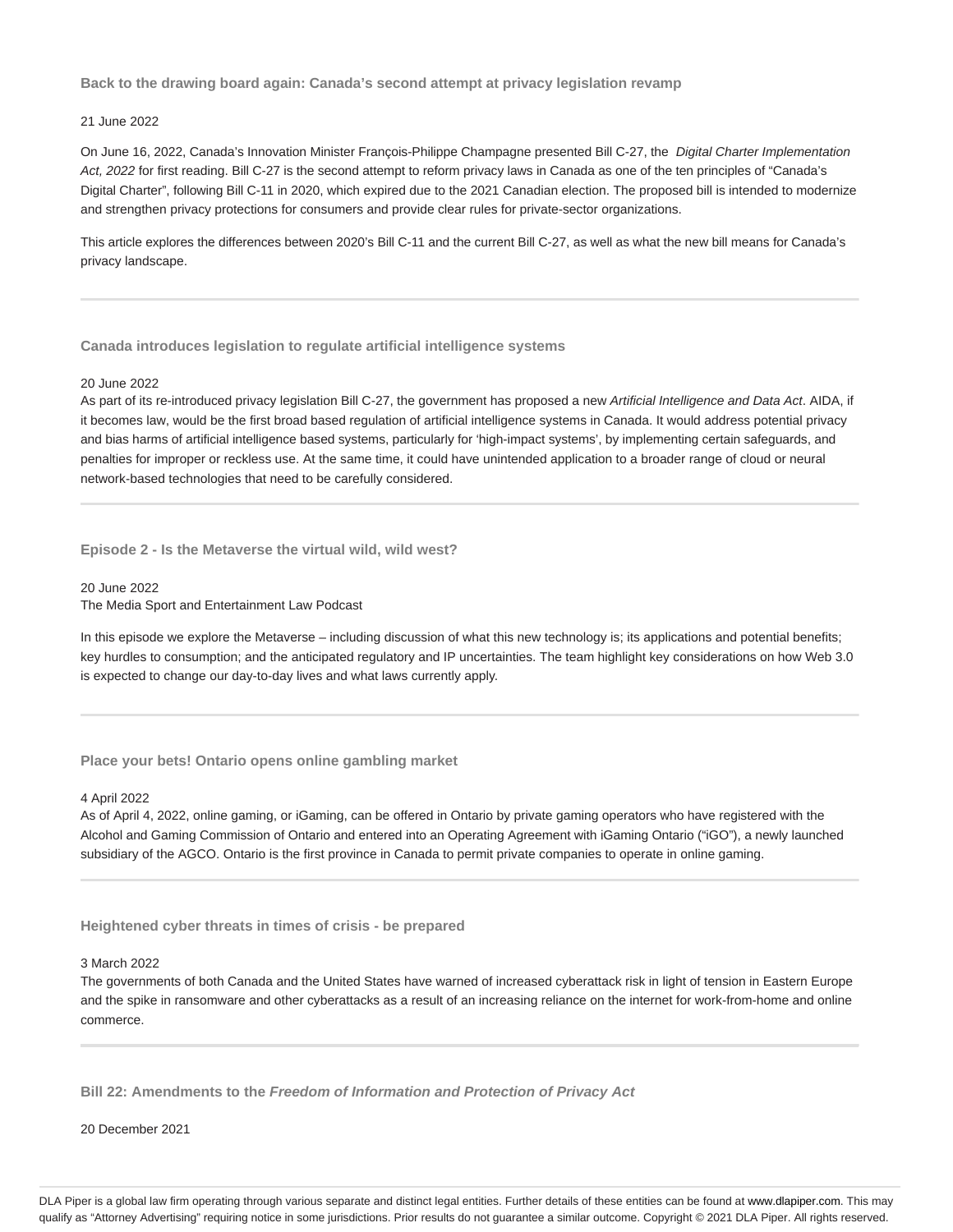### Back to the drawing board again: Canada's second attempt at privacy legislation revamp

21 June 2022

On June 16, 2022, Canada's Innovation Minister François-Philippe Champagne presented Bill C-27, the *Digital Charter Implementation Act, 2022* for first reading. Bill C-27 is the second attempt to reform privacy laws in Canada as one of the ten principles of "Canada's Digital Charter", following Bill C-11 in 2020, which expired due to the 2021 Canadian election. The proposed bill is intended to modernize and strengthen privacy protections for consumers and provide clear rules for private-sector organizations.

This article explores the differences between 2020's Bill C-11 and the current Bill C-27, as well as what the new bill means for Canada's privacy landscape.

---

### Canada introduces legislation to regulate artificial intelligence systems

20 June 2022

As part of its re-introduced privacy legislation Bill C-27, the government has proposed a new *Artificial Intelligence and Data Act*. AIDA, if it becomes law, would be the first broad based regulation of artificial intelligence systems in Canada. It would address potential privacy and bias harms of artificial intelligence based systems, particularly for 'high-impact systems', by implementing certain safeguards, and penalties for improper or reckless use. At the same time, it could have unintended application to a broader range of cloud or neural network-based technologies that need to be carefully considered.

---

### Episode 2 - Is the Metaverse the virtual wild, wild west?

20 June 2022

The Media Sport and Entertainment Law Podcast

In this episode we explore the Metaverse – including discussion of what this new technology is; its applications and potential benefits; key hurdles to consumption; and the anticipated regulatory and IP uncertainties. The team highlight key considerations on how Web 3.0 is expected to change our day-to-day lives and what laws currently apply.

---

### Place your bets! Ontario opens online gambling market

4 April 2022

As of April 4, 2022, online gaming, or iGaming, can be offered in Ontario by private gaming operators who have registered with the Alcohol and Gaming Commission of Ontario and entered into an Operating Agreement with iGaming Ontario ("iGO"), a newly launched subsidiary of the AGCO. Ontario is the first province in Canada to permit private companies to operate in online gaming.

---

### Heightened cyber threats in times of crisis - be prepared

3 March 2022

The governments of both Canada and the United States have warned of increased cyberattack risk in light of tension in Eastern Europe and the spike in ransomware and other cyberattacks as a result of an increasing reliance on the internet for work-from-home and online commerce.

---

### Bill 22: Amendments to the *Freedom of Information and Protection of Privacy Act*

20 December 2021

DLA Piper is a global law firm operating through various separate and distinct legal entities. Further details of these entities can be found at www.dlapiper.com. This may qualify as "Attorney Advertising" requiring notice in some jurisdictions. Prior results do not guarantee a similar outcome. Copyright © 2021 DLA Piper. All rights reserved.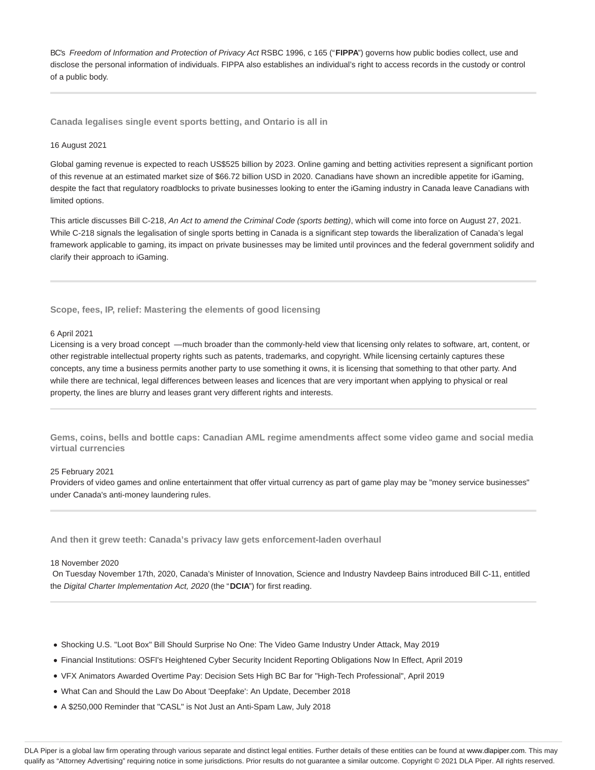BC's *Freedom of Information and Protection of Privacy Act* RSBC 1996, c 165 ("**FIPPA**") governs how public bodies collect, use and disclose the personal information of individuals. FIPPA also establishes an individual's right to access records in the custody or control of a public body.

---

### Canada legalises single event sports betting, and Ontario is all in

16 August 2021

Global gaming revenue is expected to reach US$525 billion by 2023. Online gaming and betting activities represent a significant portion of this revenue at an estimated market size of $66.72 billion USD in 2020. Canadians have shown an incredible appetite for iGaming, despite the fact that regulatory roadblocks to private businesses looking to enter the iGaming industry in Canada leave Canadians with limited options.

This article discusses Bill C-218, *An Act to amend the Criminal Code (sports betting)*, which will come into force on August 27, 2021. While C-218 signals the legalisation of single sports betting in Canada is a significant step towards the liberalization of Canada's legal framework applicable to gaming, its impact on private businesses may be limited until provinces and the federal government solidify and clarify their approach to iGaming.

---

### Scope, fees, IP, relief: Mastering the elements of good licensing

6 April 2021

Licensing is a very broad concept —much broader than the commonly-held view that licensing only relates to software, art, content, or other registrable intellectual property rights such as patents, trademarks, and copyright. While licensing certainly captures these concepts, any time a business permits another party to use something it owns, it is licensing that something to that other party. And while there are technical, legal differences between leases and licences that are very important when applying to physical or real property, the lines are blurry and leases grant very different rights and interests.

---

### Gems, coins, bells and bottle caps: Canadian AML regime amendments affect some video game and social media virtual currencies

25 February 2021

Providers of video games and online entertainment that offer virtual currency as part of game play may be "money service businesses" under Canada's anti-money laundering rules.

---

### And then it grew teeth: Canada's privacy law gets enforcement-laden overhaul

18 November 2020

On Tuesday November 17th, 2020, Canada's Minister of Innovation, Science and Industry Navdeep Bains introduced Bill C-11, entitled the *Digital Charter Implementation Act, 2020* (the "**DCIA**") for first reading.

---

- Shocking U.S. "Loot Box" Bill Should Surprise No One: The Video Game Industry Under Attack, May 2019
- Financial Institutions: OSFI's Heightened Cyber Security Incident Reporting Obligations Now In Effect, April 2019
- VFX Animators Awarded Overtime Pay: Decision Sets High BC Bar for "High-Tech Professional", April 2019
- What Can and Should the Law Do About 'Deepfake': An Update, December 2018
- A $250,000 Reminder that "CASL" is Not Just an Anti-Spam Law, July 2018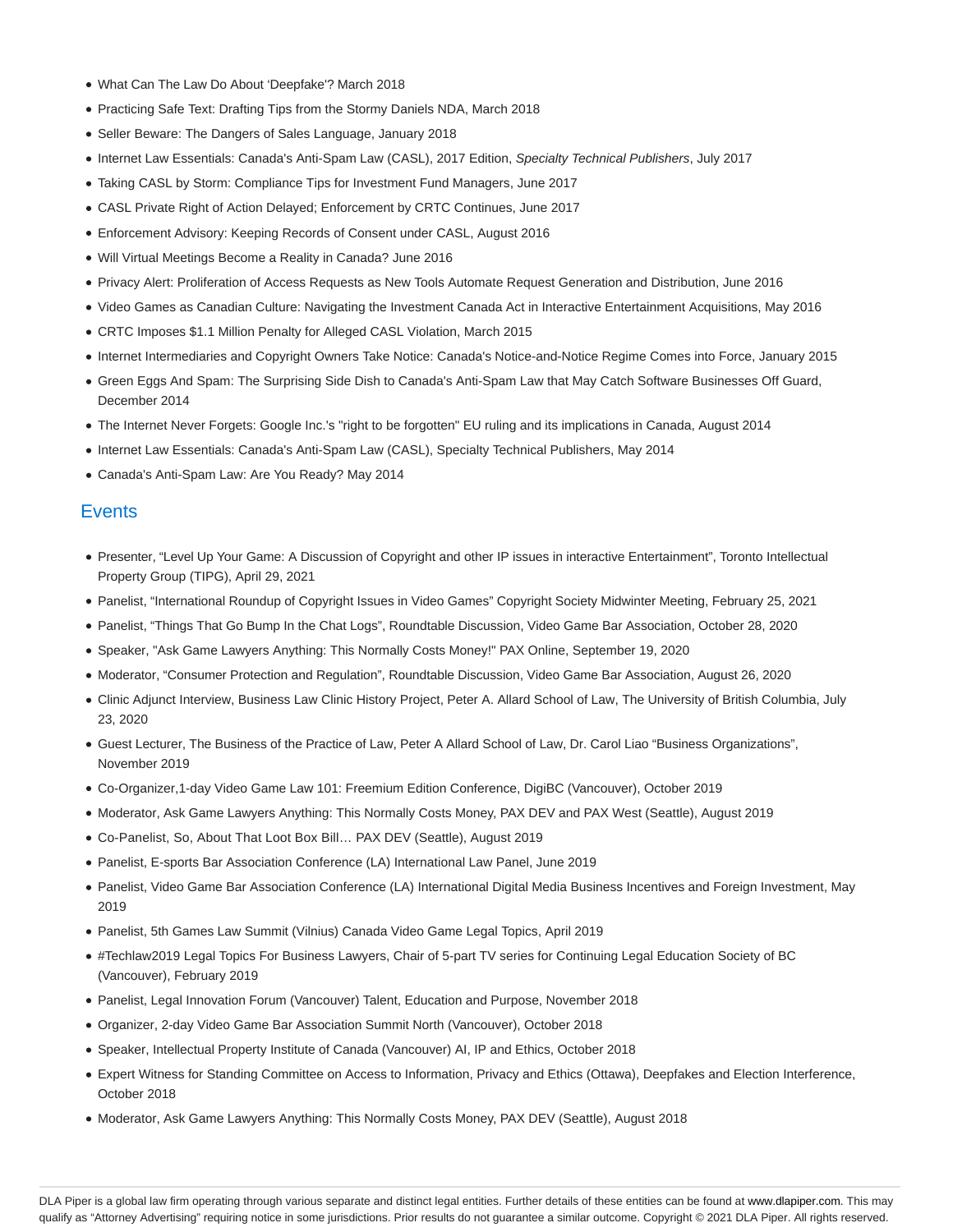- What Can The Law Do About 'Deepfake'? March 2018
- Practicing Safe Text: Drafting Tips from the Stormy Daniels NDA, March 2018
- Seller Beware: The Dangers of Sales Language, January 2018
- Internet Law Essentials: Canada's Anti-Spam Law (CASL), 2017 Edition, *Specialty Technical Publishers*, July 2017
- Taking CASL by Storm: Compliance Tips for Investment Fund Managers, June 2017
- CASL Private Right of Action Delayed; Enforcement by CRTC Continues, June 2017
- Enforcement Advisory: Keeping Records of Consent under CASL, August 2016
- Will Virtual Meetings Become a Reality in Canada? June 2016
- Privacy Alert: Proliferation of Access Requests as New Tools Automate Request Generation and Distribution, June 2016
- Video Games as Canadian Culture: Navigating the Investment Canada Act in Interactive Entertainment Acquisitions, May 2016
- CRTC Imposes $1.1 Million Penalty for Alleged CASL Violation, March 2015
- Internet Intermediaries and Copyright Owners Take Notice: Canada's Notice-and-Notice Regime Comes into Force, January 2015
- Green Eggs And Spam: The Surprising Side Dish to Canada's Anti-Spam Law that May Catch Software Businesses Off Guard, December 2014
- The Internet Never Forgets: Google Inc.'s "right to be forgotten" EU ruling and its implications in Canada, August 2014
- Internet Law Essentials: Canada's Anti-Spam Law (CASL), Specialty Technical Publishers, May 2014
- Canada's Anti-Spam Law: Are You Ready? May 2014

## Events

- Presenter, "Level Up Your Game: A Discussion of Copyright and other IP issues in interactive Entertainment", Toronto Intellectual Property Group (TIPG), April 29, 2021
- Panelist, "International Roundup of Copyright Issues in Video Games" Copyright Society Midwinter Meeting, February 25, 2021
- Panelist, "Things That Go Bump In the Chat Logs", Roundtable Discussion, Video Game Bar Association, October 28, 2020
- Speaker, "Ask Game Lawyers Anything: This Normally Costs Money!" PAX Online, September 19, 2020
- Moderator, "Consumer Protection and Regulation", Roundtable Discussion, Video Game Bar Association, August 26, 2020
- Clinic Adjunct Interview, Business Law Clinic History Project, Peter A. Allard School of Law, The University of British Columbia, July 23, 2020
- Guest Lecturer, The Business of the Practice of Law, Peter A Allard School of Law, Dr. Carol Liao "Business Organizations", November 2019
- Co-Organizer,1-day Video Game Law 101: Freemium Edition Conference, DigiBC (Vancouver), October 2019
- Moderator, Ask Game Lawyers Anything: This Normally Costs Money, PAX DEV and PAX West (Seattle), August 2019
- Co-Panelist, So, About That Loot Box Bill… PAX DEV (Seattle), August 2019
- Panelist, E-sports Bar Association Conference (LA) International Law Panel, June 2019
- Panelist, Video Game Bar Association Conference (LA) International Digital Media Business Incentives and Foreign Investment, May 2019
- Panelist, 5th Games Law Summit (Vilnius) Canada Video Game Legal Topics, April 2019
- #Techlaw2019 Legal Topics For Business Lawyers, Chair of 5-part TV series for Continuing Legal Education Society of BC (Vancouver), February 2019
- Panelist, Legal Innovation Forum (Vancouver) Talent, Education and Purpose, November 2018
- Organizer, 2-day Video Game Bar Association Summit North (Vancouver), October 2018
- Speaker, Intellectual Property Institute of Canada (Vancouver) AI, IP and Ethics, October 2018
- Expert Witness for Standing Committee on Access to Information, Privacy and Ethics (Ottawa), Deepfakes and Election Interference, October 2018
- Moderator, Ask Game Lawyers Anything: This Normally Costs Money, PAX DEV (Seattle), August 2018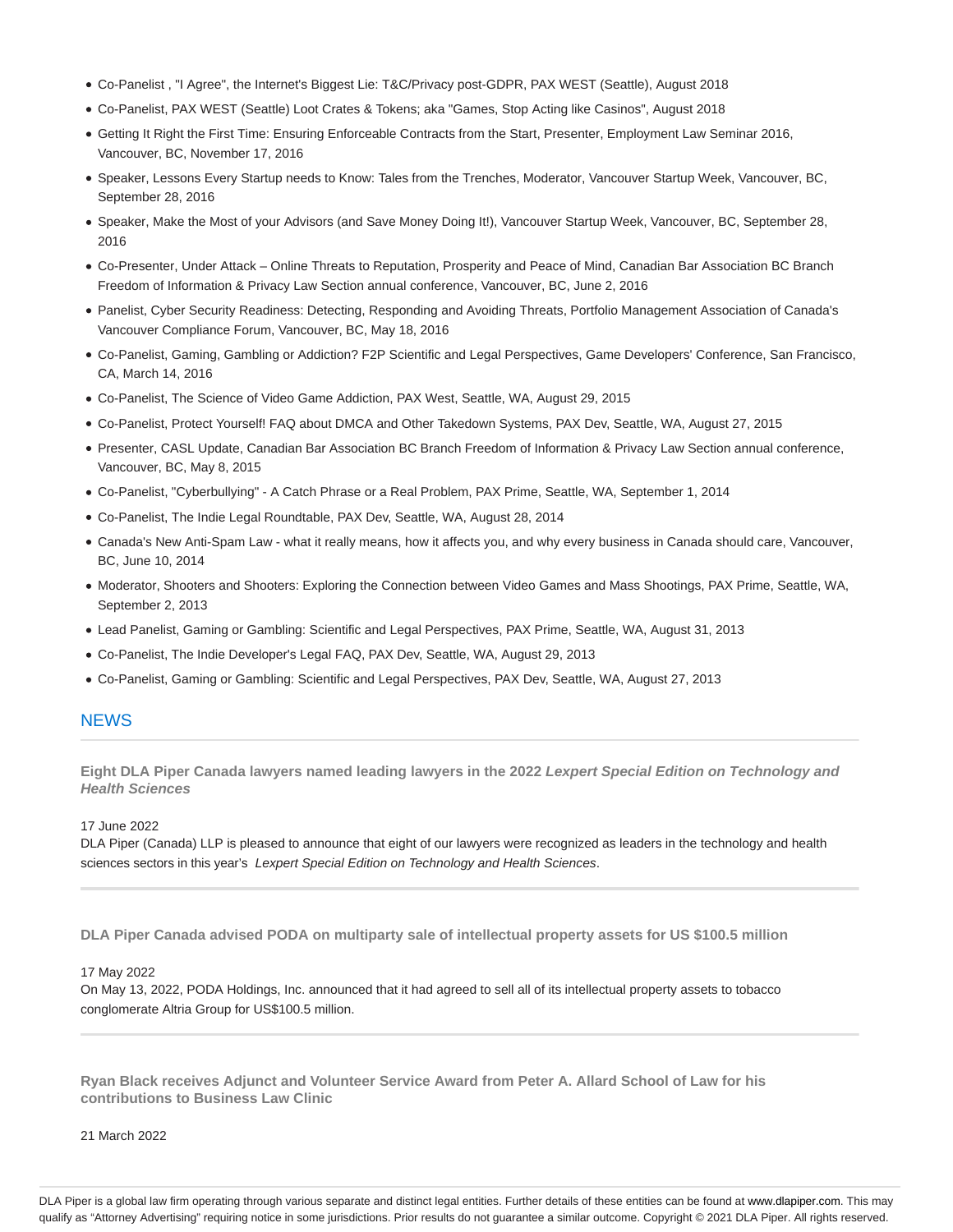- Co-Panelist , "I Agree", the Internet's Biggest Lie: T&C/Privacy post-GDPR, PAX WEST (Seattle), August 2018
- Co-Panelist, PAX WEST (Seattle) Loot Crates & Tokens; aka "Games, Stop Acting like Casinos", August 2018
- Getting It Right the First Time: Ensuring Enforceable Contracts from the Start, Presenter, Employment Law Seminar 2016, Vancouver, BC, November 17, 2016
- Speaker, Lessons Every Startup needs to Know: Tales from the Trenches, Moderator, Vancouver Startup Week, Vancouver, BC, September 28, 2016
- Speaker, Make the Most of your Advisors (and Save Money Doing It!), Vancouver Startup Week, Vancouver, BC, September 28, 2016
- Co-Presenter, Under Attack – Online Threats to Reputation, Prosperity and Peace of Mind, Canadian Bar Association BC Branch Freedom of Information & Privacy Law Section annual conference, Vancouver, BC, June 2, 2016
- Panelist, Cyber Security Readiness: Detecting, Responding and Avoiding Threats, Portfolio Management Association of Canada's Vancouver Compliance Forum, Vancouver, BC, May 18, 2016
- Co-Panelist, Gaming, Gambling or Addiction? F2P Scientific and Legal Perspectives, Game Developers' Conference, San Francisco, CA, March 14, 2016
- Co-Panelist, The Science of Video Game Addiction, PAX West, Seattle, WA, August 29, 2015
- Co-Panelist, Protect Yourself! FAQ about DMCA and Other Takedown Systems, PAX Dev, Seattle, WA, August 27, 2015
- Presenter, CASL Update, Canadian Bar Association BC Branch Freedom of Information & Privacy Law Section annual conference, Vancouver, BC, May 8, 2015
- Co-Panelist, "Cyberbullying" - A Catch Phrase or a Real Problem, PAX Prime, Seattle, WA, September 1, 2014
- Co-Panelist, The Indie Legal Roundtable, PAX Dev, Seattle, WA, August 28, 2014
- Canada's New Anti-Spam Law - what it really means, how it affects you, and why every business in Canada should care, Vancouver, BC, June 10, 2014
- Moderator, Shooters and Shooters: Exploring the Connection between Video Games and Mass Shootings, PAX Prime, Seattle, WA, September 2, 2013
- Lead Panelist, Gaming or Gambling: Scientific and Legal Perspectives, PAX Prime, Seattle, WA, August 31, 2013
- Co-Panelist, The Indie Developer's Legal FAQ, PAX Dev, Seattle, WA, August 29, 2013
- Co-Panelist, Gaming or Gambling: Scientific and Legal Perspectives, PAX Dev, Seattle, WA, August 27, 2013

## NEWS

**Eight DLA Piper Canada lawyers named leading lawyers in the 2022 *Lexpert Special Edition on Technology and Health Sciences***

17 June 2022

DLA Piper (Canada) LLP is pleased to announce that eight of our lawyers were recognized as leaders in the technology and health sciences sectors in this year's *Lexpert Special Edition on Technology and Health Sciences*.

**DLA Piper Canada advised PODA on multiparty sale of intellectual property assets for US $100.5 million**

17 May 2022

On May 13, 2022, PODA Holdings, Inc. announced that it had agreed to sell all of its intellectual property assets to tobacco conglomerate Altria Group for US$100.5 million.

**Ryan Black receives Adjunct and Volunteer Service Award from Peter A. Allard School of Law for his contributions to Business Law Clinic**

21 March 2022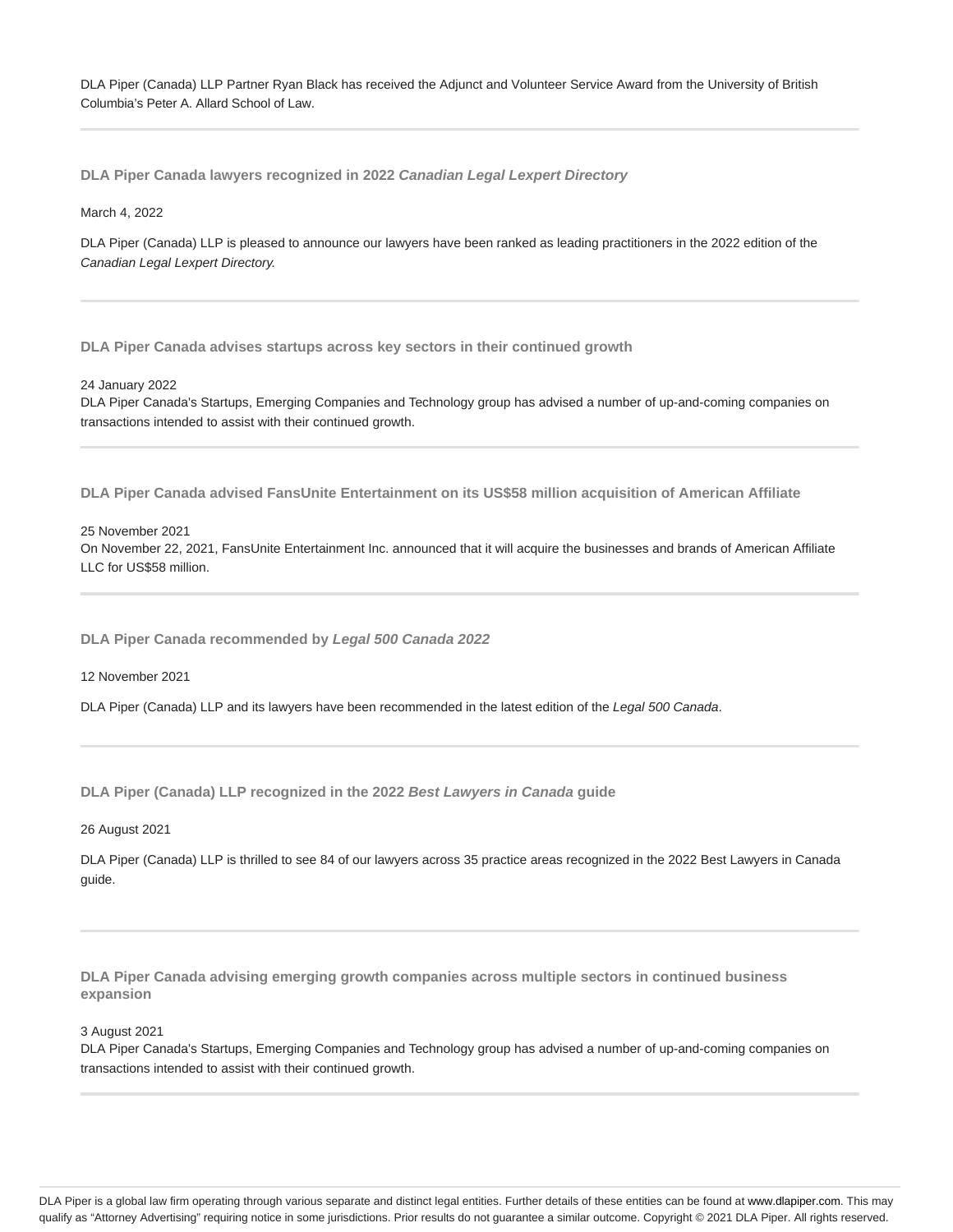DLA Piper (Canada) LLP Partner Ryan Black has received the Adjunct and Volunteer Service Award from the University of British Columbia's Peter A. Allard School of Law.

---

### DLA Piper Canada lawyers recognized in 2022 *Canadian Legal Lexpert Directory*

March 4, 2022

DLA Piper (Canada) LLP is pleased to announce our lawyers have been ranked as leading practitioners in the 2022 edition of the *Canadian Legal Lexpert Directory.*

---

### DLA Piper Canada advises startups across key sectors in their continued growth

24 January 2022
DLA Piper Canada's Startups, Emerging Companies and Technology group has advised a number of up-and-coming companies on transactions intended to assist with their continued growth.

---

### DLA Piper Canada advised FansUnite Entertainment on its US$58 million acquisition of American Affiliate

25 November 2021
On November 22, 2021, FansUnite Entertainment Inc. announced that it will acquire the businesses and brands of American Affiliate LLC for US$58 million.

---

### DLA Piper Canada recommended by *Legal 500 Canada 2022*

12 November 2021

DLA Piper (Canada) LLP and its lawyers have been recommended in the latest edition of the *Legal 500 Canada*.

---

### DLA Piper (Canada) LLP recognized in the 2022 *Best Lawyers in Canada* guide

26 August 2021

DLA Piper (Canada) LLP is thrilled to see 84 of our lawyers across 35 practice areas recognized in the 2022 Best Lawyers in Canada guide.

---

### DLA Piper Canada advising emerging growth companies across multiple sectors in continued business expansion

3 August 2021
DLA Piper Canada's Startups, Emerging Companies and Technology group has advised a number of up-and-coming companies on transactions intended to assist with their continued growth.

---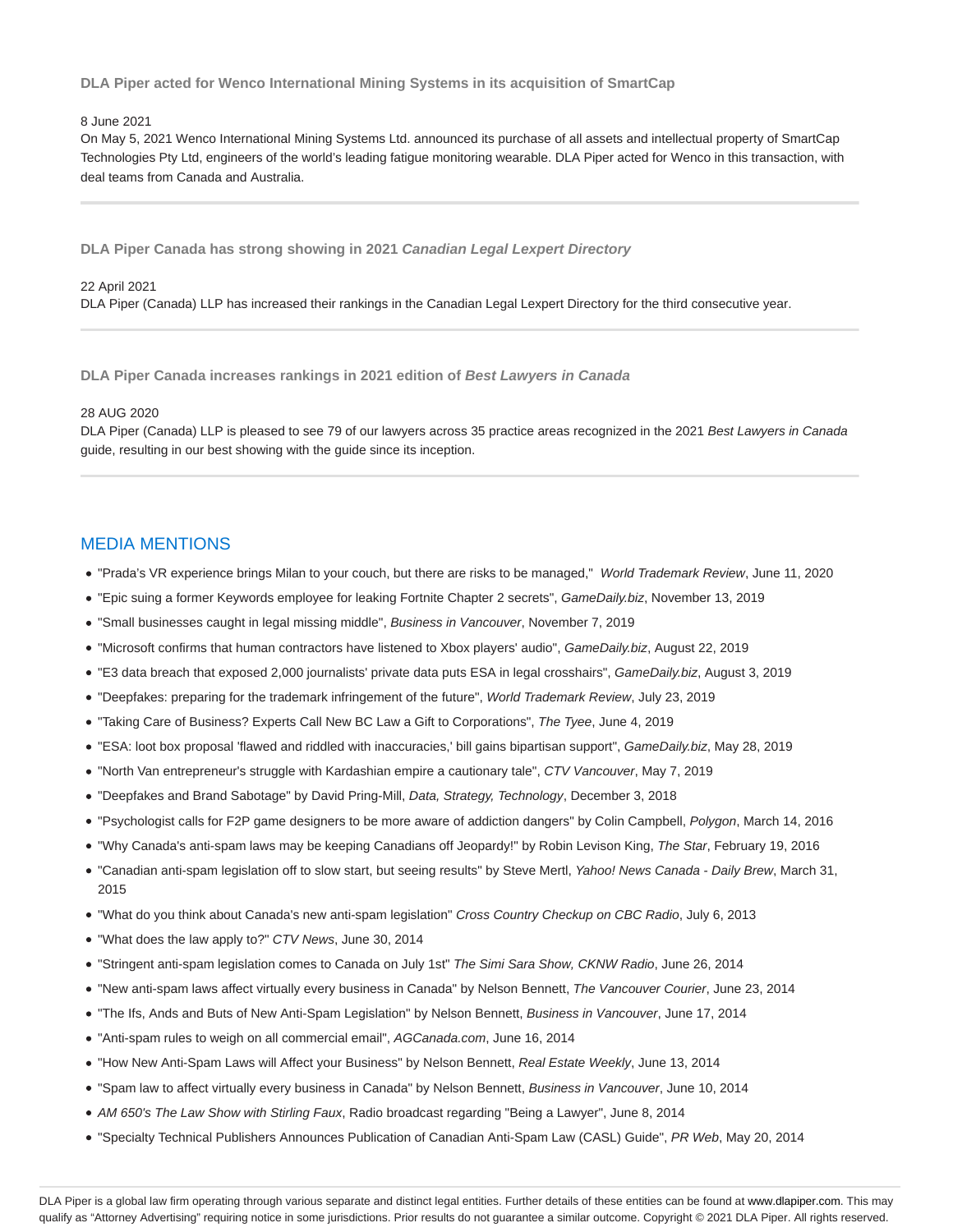### DLA Piper acted for Wenco International Mining Systems in its acquisition of SmartCap

8 June 2021

On May 5, 2021 Wenco International Mining Systems Ltd. announced its purchase of all assets and intellectual property of SmartCap Technologies Pty Ltd, engineers of the world's leading fatigue monitoring wearable. DLA Piper acted for Wenco in this transaction, with deal teams from Canada and Australia.

---

### DLA Piper Canada has strong showing in 2021 *Canadian Legal Lexpert Directory*

22 April 2021

DLA Piper (Canada) LLP has increased their rankings in the Canadian Legal Lexpert Directory for the third consecutive year.

---

### DLA Piper Canada increases rankings in 2021 edition of *Best Lawyers in Canada*

28 AUG 2020

DLA Piper (Canada) LLP is pleased to see 79 of our lawyers across 35 practice areas recognized in the 2021 *Best Lawyers in Canada* guide, resulting in our best showing with the guide since its inception.

---

## MEDIA MENTIONS

- "Prada's VR experience brings Milan to your couch, but there are risks to be managed," *World Trademark Review*, June 11, 2020
- "Epic suing a former Keywords employee for leaking Fortnite Chapter 2 secrets", *GameDaily.biz*, November 13, 2019
- "Small businesses caught in legal missing middle", *Business in Vancouver*, November 7, 2019
- "Microsoft confirms that human contractors have listened to Xbox players' audio", *GameDaily.biz*, August 22, 2019
- "E3 data breach that exposed 2,000 journalists' private data puts ESA in legal crosshairs", *GameDaily.biz*, August 3, 2019
- "Deepfakes: preparing for the trademark infringement of the future", *World Trademark Review*, July 23, 2019
- "Taking Care of Business? Experts Call New BC Law a Gift to Corporations", *The Tyee*, June 4, 2019
- "ESA: loot box proposal 'flawed and riddled with inaccuracies,' bill gains bipartisan support", *GameDaily.biz*, May 28, 2019
- "North Van entrepreneur's struggle with Kardashian empire a cautionary tale", *CTV Vancouver*, May 7, 2019
- "Deepfakes and Brand Sabotage" by David Pring-Mill, *Data, Strategy, Technology*, December 3, 2018
- "Psychologist calls for F2P game designers to be more aware of addiction dangers" by Colin Campbell, *Polygon*, March 14, 2016
- "Why Canada's anti-spam laws may be keeping Canadians off Jeopardy!" by Robin Levison King, *The Star*, February 19, 2016
- "Canadian anti-spam legislation off to slow start, but seeing results" by Steve Mertl, *Yahoo! News Canada - Daily Brew*, March 31, 2015
- "What do you think about Canada's new anti-spam legislation" *Cross Country Checkup on CBC Radio*, July 6, 2013
- "What does the law apply to?" *CTV News*, June 30, 2014
- "Stringent anti-spam legislation comes to Canada on July 1st" *The Simi Sara Show, CKNW Radio*, June 26, 2014
- "New anti-spam laws affect virtually every business in Canada" by Nelson Bennett, *The Vancouver Courier*, June 23, 2014
- "The Ifs, Ands and Buts of New Anti-Spam Legislation" by Nelson Bennett, *Business in Vancouver*, June 17, 2014
- "Anti-spam rules to weigh on all commercial email", *AGCanada.com*, June 16, 2014
- "How New Anti-Spam Laws will Affect your Business" by Nelson Bennett, *Real Estate Weekly*, June 13, 2014
- "Spam law to affect virtually every business in Canada" by Nelson Bennett, *Business in Vancouver*, June 10, 2014
- *AM 650's The Law Show with Stirling Faux*, Radio broadcast regarding "Being a Lawyer", June 8, 2014
- "Specialty Technical Publishers Announces Publication of Canadian Anti-Spam Law (CASL) Guide", *PR Web*, May 20, 2014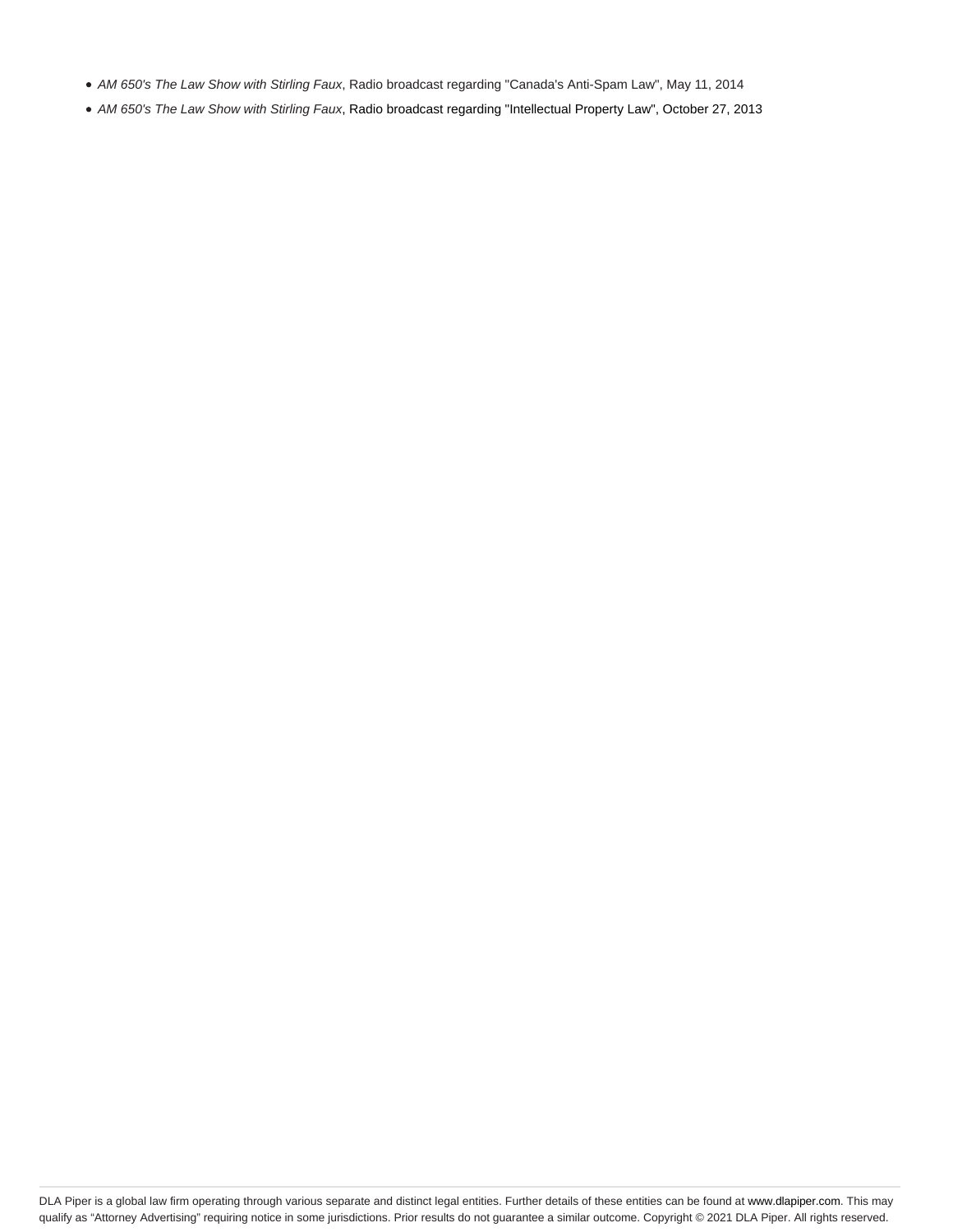- *AM 650's The Law Show with Stirling Faux*, Radio broadcast regarding "Canada's Anti-Spam Law", May 11, 2014
- *AM 650's The Law Show with Stirling Faux*, Radio broadcast regarding "Intellectual Property Law", October 27, 2013